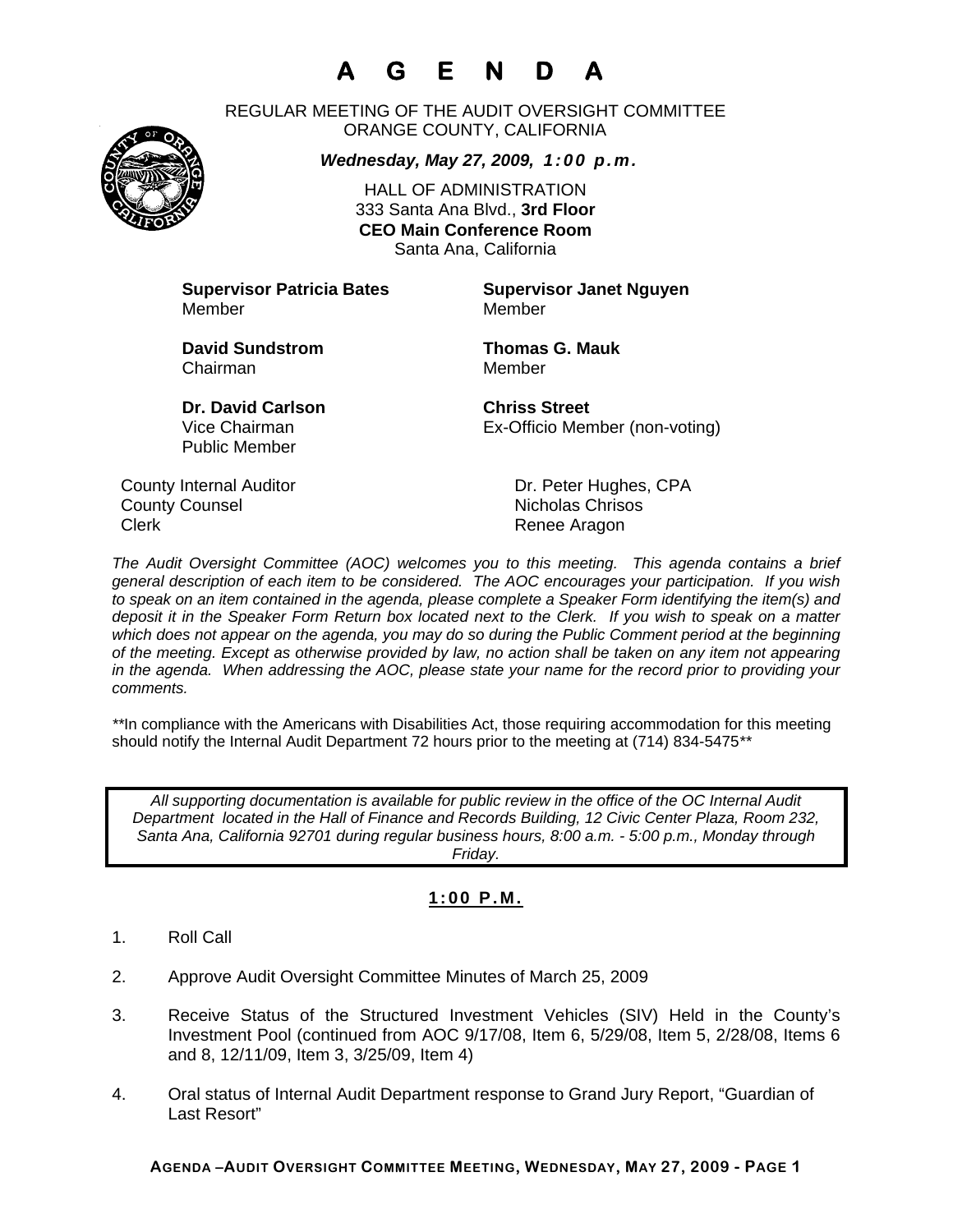# A G E N D A

REGULAR MEETING OF THE AUDIT OVERSIGHT COMMITTEE
ORANGE COUNTY, CALIFORNIA

***Wednesday, May 27, 2009, 1:00 p.m.***

HALL OF ADMINISTRATION
333 Santa Ana Blvd., **3rd Floor**
**CEO Main Conference Room**
Santa Ana, California

**Supervisor Patricia Bates**
Member

**Supervisor Janet Nguyen**
Member

**David Sundstrom**
Chairman

**Thomas G. Mauk**
Member

**Dr. David Carlson**
Vice Chairman
Public Member

**Chriss Street**
Ex-Officio Member (non-voting)

| | |
|---|---|
| County Internal Auditor | Dr. Peter Hughes, CPA |
| County Counsel | Nicholas Chrisos |
| Clerk | Renee Aragon |

*The Audit Oversight Committee (AOC) welcomes you to this meeting. This agenda contains a brief general description of each item to be considered. The AOC encourages your participation. If you wish to speak on an item contained in the agenda, please complete a Speaker Form identifying the item(s) and deposit it in the Speaker Form Return box located next to the Clerk. If you wish to speak on a matter which does not appear on the agenda, you may do so during the Public Comment period at the beginning of the meeting. Except as otherwise provided by law, no action shall be taken on any item not appearing in the agenda. When addressing the AOC, please state your name for the record prior to providing your comments.*

**In compliance with the Americans with Disabilities Act, those requiring accommodation for this meeting should notify the Internal Audit Department 72 hours prior to the meeting at (714) 834-5475**

*All supporting documentation is available for public review in the office of the OC Internal Audit Department located in the Hall of Finance and Records Building, 12 Civic Center Plaza, Room 232, Santa Ana, California 92701 during regular business hours, 8:00 a.m. - 5:00 p.m., Monday through Friday.*

## 1:00 P.M.

1. Roll Call
2. Approve Audit Oversight Committee Minutes of March 25, 2009
3. Receive Status of the Structured Investment Vehicles (SIV) Held in the County's Investment Pool (continued from AOC 9/17/08, Item 6, 5/29/08, Item 5, 2/28/08, Items 6 and 8, 12/11/09, Item 3, 3/25/09, Item 4)
4. Oral status of Internal Audit Department response to Grand Jury Report, "Guardian of Last Resort"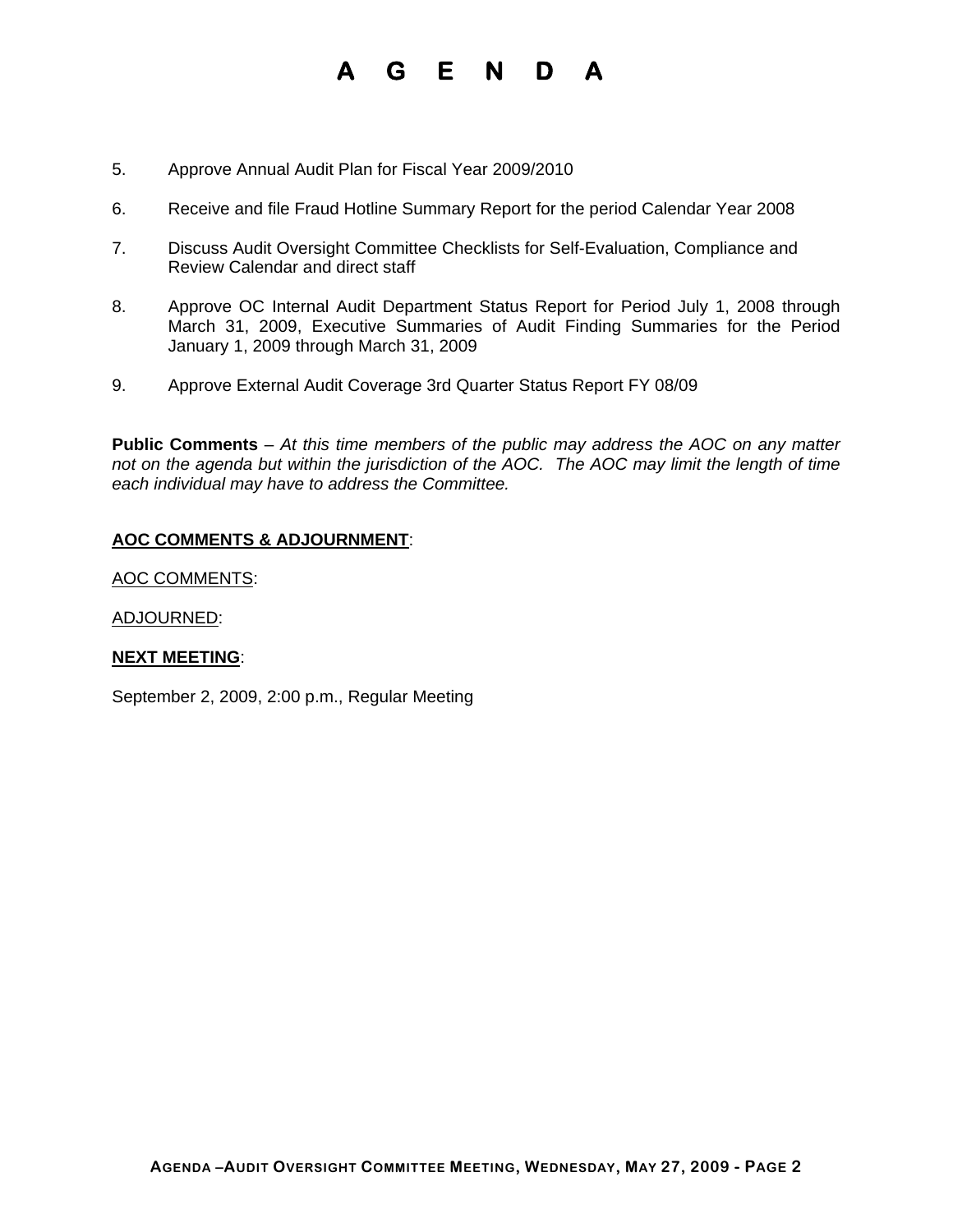# A G E N D A

5. Approve Annual Audit Plan for Fiscal Year 2009/2010

6. Receive and file Fraud Hotline Summary Report for the period Calendar Year 2008

7. Discuss Audit Oversight Committee Checklists for Self-Evaluation, Compliance and Review Calendar and direct staff

8. Approve OC Internal Audit Department Status Report for Period July 1, 2008 through March 31, 2009, Executive Summaries of Audit Finding Summaries for the Period January 1, 2009 through March 31, 2009

9. Approve External Audit Coverage 3rd Quarter Status Report FY 08/09

**Public Comments** – *At this time members of the public may address the AOC on any matter not on the agenda but within the jurisdiction of the AOC. The AOC may limit the length of time each individual may have to address the Committee.*

**AOC COMMENTS & ADJOURNMENT**:

AOC COMMENTS:

ADJOURNED:

**NEXT MEETING**:

September 2, 2009, 2:00 p.m., Regular Meeting